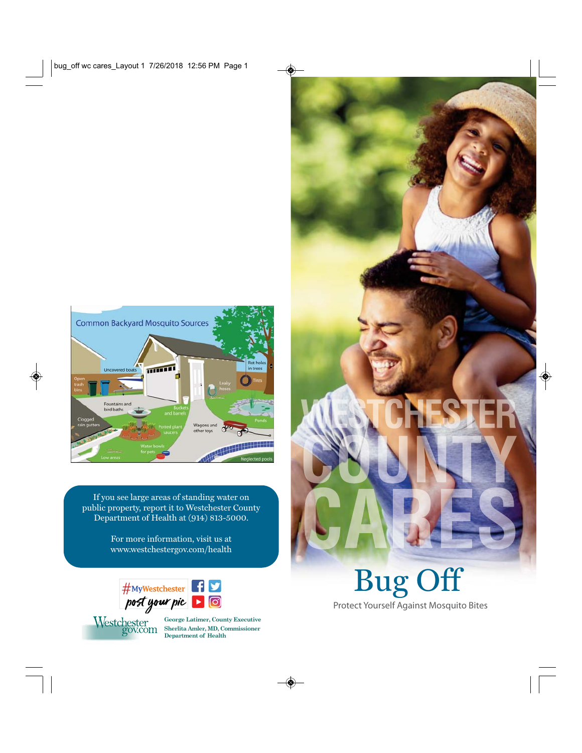Common Backyard Mosquito Sources

Uncovered boats, Open trash bins, Fountains and bird baths, Clogged rain gutters, Buckets and barrels, Potted plant saucers, Water bowls for pets, Low areas, Wagons and other toys, Rot holes in trees, Tires, Leaky hoses, Ponds, Neglected pools

If you see large areas of standing water on public property, report it to Westchester County Department of Health at (914) 813-5000.

For more information, visit us at www.westchestergov.com/health

#MyWestchester post your pic

Westchestergov.com

George Latimer, County Executive
Sherlita Amler, MD, Commissioner
Department of Health

WESTCHESTER COUNTY CARES

# Bug Off

Protect Yourself Against Mosquito Bites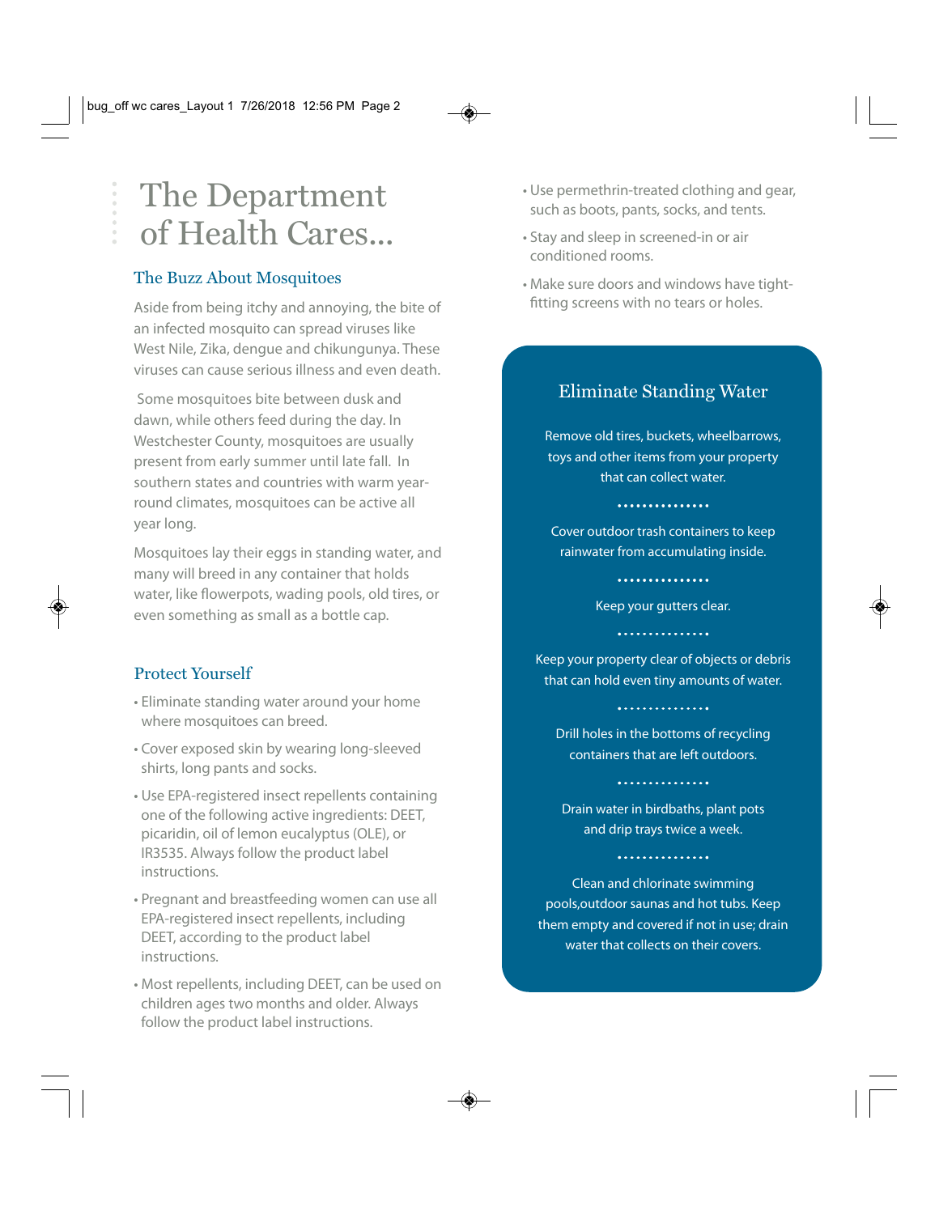# The Department of Health Cares...

## The Buzz About Mosquitoes

Aside from being itchy and annoying, the bite of an infected mosquito can spread viruses like West Nile, Zika, dengue and chikungunya. These viruses can cause serious illness and even death.

Some mosquitoes bite between dusk and dawn, while others feed during the day. In Westchester County, mosquitoes are usually present from early summer until late fall. In southern states and countries with warm year-round climates, mosquitoes can be active all year long.

Mosquitoes lay their eggs in standing water, and many will breed in any container that holds water, like flowerpots, wading pools, old tires, or even something as small as a bottle cap.

## Protect Yourself

- Eliminate standing water around your home where mosquitoes can breed.
- Cover exposed skin by wearing long-sleeved shirts, long pants and socks.
- Use EPA-registered insect repellents containing one of the following active ingredients: DEET, picaridin, oil of lemon eucalyptus (OLE), or IR3535. Always follow the product label instructions.
- Pregnant and breastfeeding women can use all EPA-registered insect repellents, including DEET, according to the product label instructions.
- Most repellents, including DEET, can be used on children ages two months and older. Always follow the product label instructions.
- Use permethrin-treated clothing and gear, such as boots, pants, socks, and tents.
- Stay and sleep in screened-in or air conditioned rooms.
- Make sure doors and windows have tight-fitting screens with no tears or holes.

## Eliminate Standing Water

Remove old tires, buckets, wheelbarrows, toys and other items from your property that can collect water.

Cover outdoor trash containers to keep rainwater from accumulating inside.

Keep your gutters clear.

Keep your property clear of objects or debris that can hold even tiny amounts of water.

Drill holes in the bottoms of recycling containers that are left outdoors.

Drain water in birdbaths, plant pots and drip trays twice a week.

Clean and chlorinate swimming pools,outdoor saunas and hot tubs. Keep them empty and covered if not in use; drain water that collects on their covers.